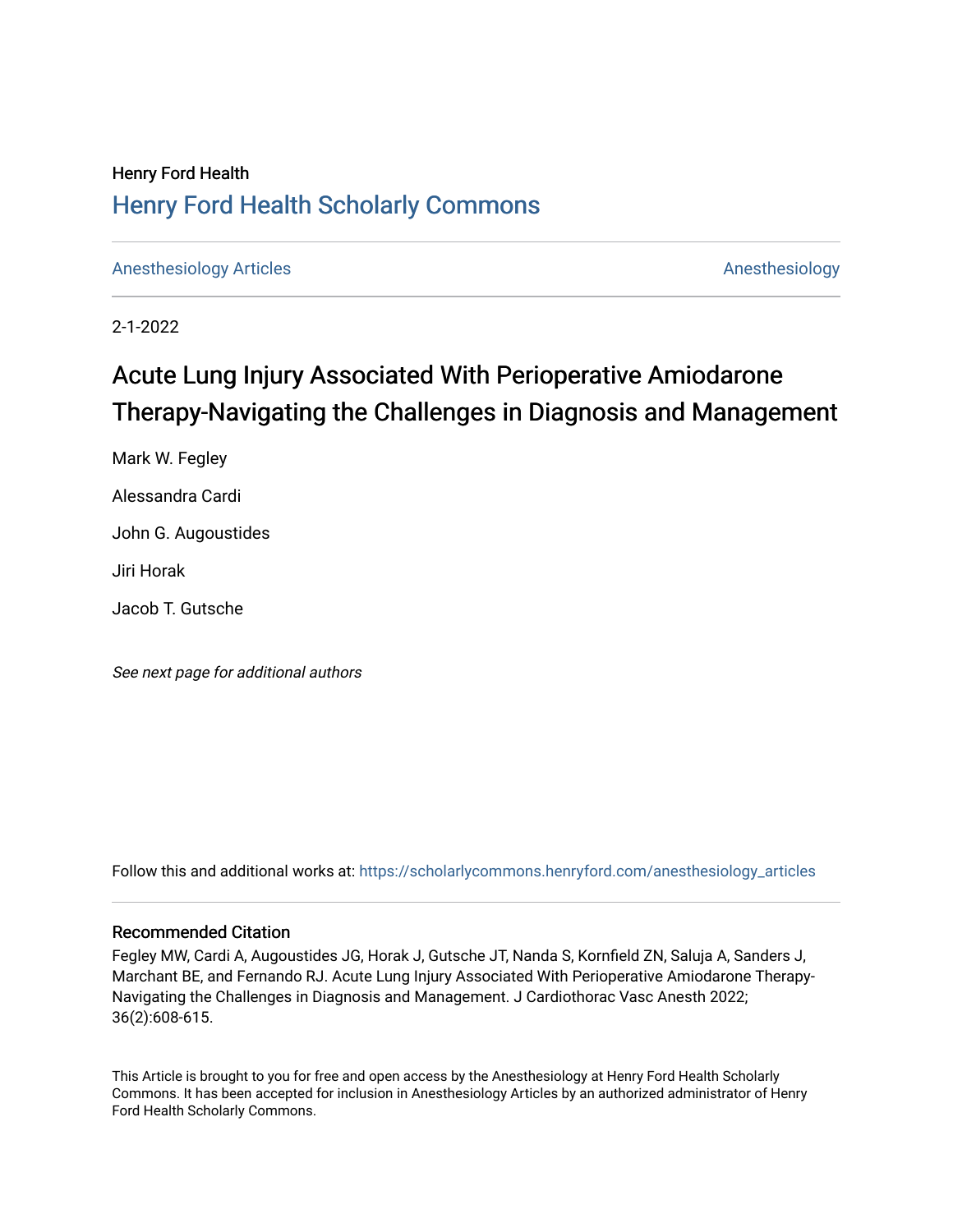Henry Ford Health

## Henry Ford Health Scholarly Commons

Anesthesiology Articles | Anesthesiology

2-1-2022

# Acute Lung Injury Associated With Perioperative Amiodarone Therapy-Navigating the Challenges in Diagnosis and Management

Mark W. Fegley

Alessandra Cardi

John G. Augoustides

Jiri Horak

Jacob T. Gutsche

*See next page for additional authors*

Follow this and additional works at: https://scholarlycommons.henryford.com/anesthesiology_articles

### Recommended Citation

Fegley MW, Cardi A, Augoustides JG, Horak J, Gutsche JT, Nanda S, Kornfield ZN, Saluja A, Sanders J, Marchant BE, and Fernando RJ. Acute Lung Injury Associated With Perioperative Amiodarone Therapy-Navigating the Challenges in Diagnosis and Management. J Cardiothorac Vasc Anesth 2022; 36(2):608-615.

This Article is brought to you for free and open access by the Anesthesiology at Henry Ford Health Scholarly Commons. It has been accepted for inclusion in Anesthesiology Articles by an authorized administrator of Henry Ford Health Scholarly Commons.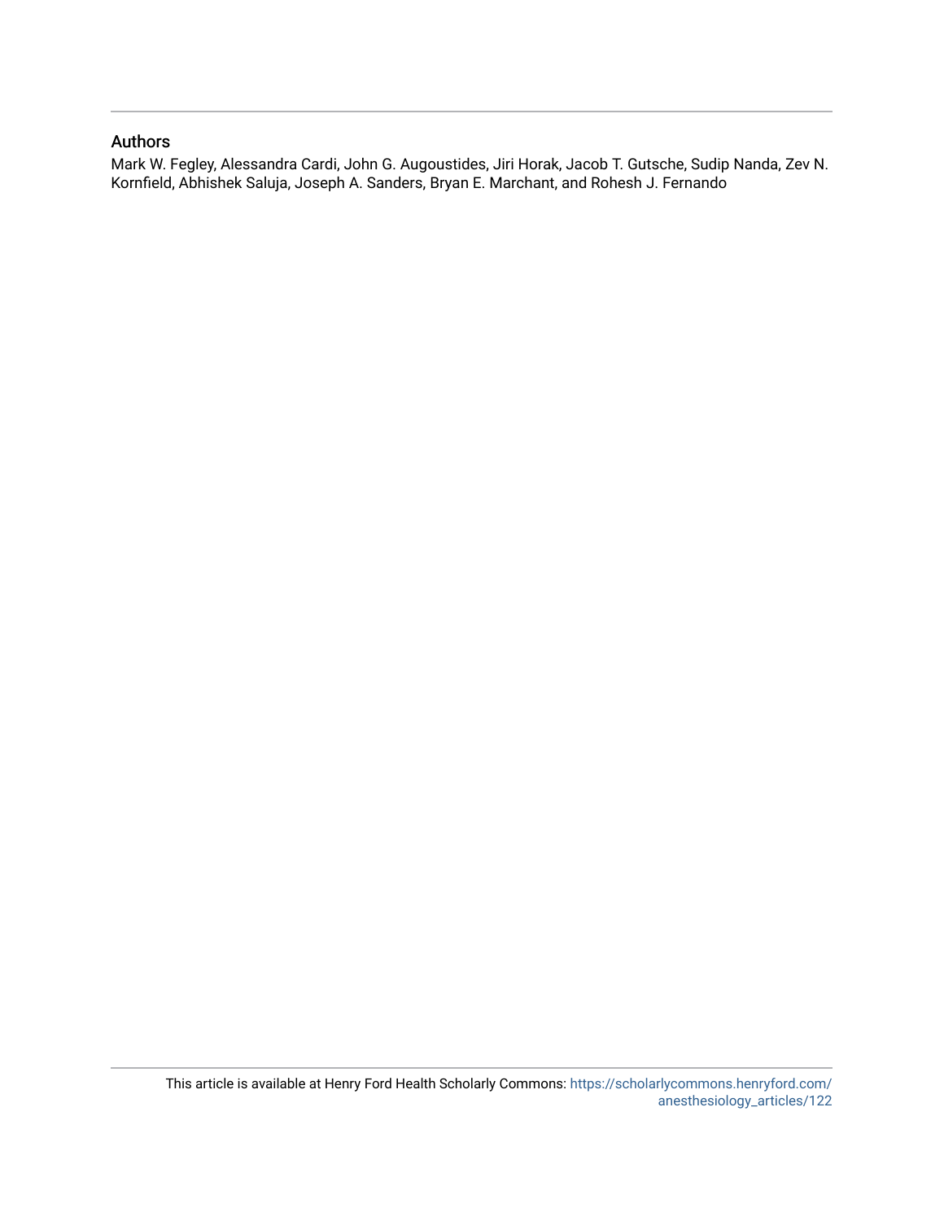## Authors

Mark W. Fegley, Alessandra Cardi, John G. Augoustides, Jiri Horak, Jacob T. Gutsche, Sudip Nanda, Zev N. Kornfield, Abhishek Saluja, Joseph A. Sanders, Bryan E. Marchant, and Rohesh J. Fernando

This article is available at Henry Ford Health Scholarly Commons: https://scholarlycommons.henryford.com/anesthesiology_articles/122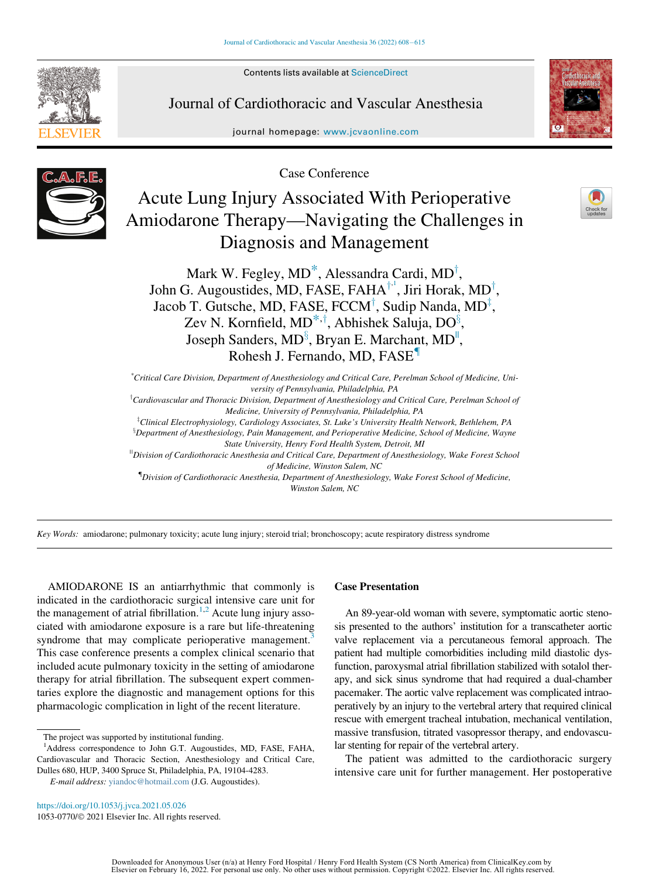Case Conference

# Acute Lung Injury Associated With Perioperative Amiodarone Therapy—Navigating the Challenges in Diagnosis and Management

Mark W. Fegley, MD[*], Alessandra Cardi, MD[†], John G. Augoustides, MD, FASE, FAHA[†,1], Jiri Horak, MD[†], Jacob T. Gutsche, MD, FASE, FCCM[†], Sudip Nanda, MD[‡], Zev N. Kornfield, MD[*,†], Abhishek Saluja, DO[§], Joseph Sanders, MD[§], Bryan E. Marchant, MD[||], Rohesh J. Fernando, MD, FASE[¶]

[*]*Critical Care Division, Department of Anesthesiology and Critical Care, Perelman School of Medicine, University of Pennsylvania, Philadelphia, PA*

[†]*Cardiovascular and Thoracic Division, Department of Anesthesiology and Critical Care, Perelman School of Medicine, University of Pennsylvania, Philadelphia, PA*

[‡]*Clinical Electrophysiology, Cardiology Associates, St. Luke's University Health Network, Bethlehem, PA*

[§]*Department of Anesthesiology, Pain Management, and Perioperative Medicine, School of Medicine, Wayne State University, Henry Ford Health System, Detroit, MI*

[||]*Division of Cardiothoracic Anesthesia and Critical Care, Department of Anesthesiology, Wake Forest School of Medicine, Winston Salem, NC*

[¶]*Division of Cardiothoracic Anesthesia, Department of Anesthesiology, Wake Forest School of Medicine, Winston Salem, NC*

*Key Words:* amiodarone; pulmonary toxicity; acute lung injury; steroid trial; bronchoscopy; acute respiratory distress syndrome

AMIODARONE IS an antiarrhythmic that commonly is indicated in the cardiothoracic surgical intensive care unit for the management of atrial fibrillation.[1,2] Acute lung injury associated with amiodarone exposure is a rare but life-threatening syndrome that may complicate perioperative management.[3] This case conference presents a complex clinical scenario that included acute pulmonary toxicity in the setting of amiodarone therapy for atrial fibrillation. The subsequent expert commentaries explore the diagnostic and management options for this pharmacologic complication in light of the recent literature.

## Case Presentation

An 89-year-old woman with severe, symptomatic aortic stenosis presented to the authors' institution for a transcatheter aortic valve replacement via a percutaneous femoral approach. The patient had multiple comorbidities including mild diastolic dysfunction, paroxysmal atrial fibrillation stabilized with sotalol therapy, and sick sinus syndrome that had required a dual-chamber pacemaker. The aortic valve replacement was complicated intraoperatively by an injury to the vertebral artery that required clinical rescue with emergent tracheal intubation, mechanical ventilation, massive transfusion, titrated vasopressor therapy, and endovascular stenting for repair of the vertebral artery.

The patient was admitted to the cardiothoracic surgery intensive care unit for further management. Her postoperative

The project was supported by institutional funding.

[1]Address correspondence to John G.T. Augoustides, MD, FASE, FAHA, Cardiovascular and Thoracic Section, Anesthesiology and Critical Care, Dulles 680, HUP, 3400 Spruce St, Philadelphia, PA, 19104-4283.

*E-mail address:* yiandoc@hotmail.com (J.G. Augoustides).

https://doi.org/10.1053/j.jvca.2021.05.026

1053-0770/© 2021 Elsevier Inc. All rights reserved.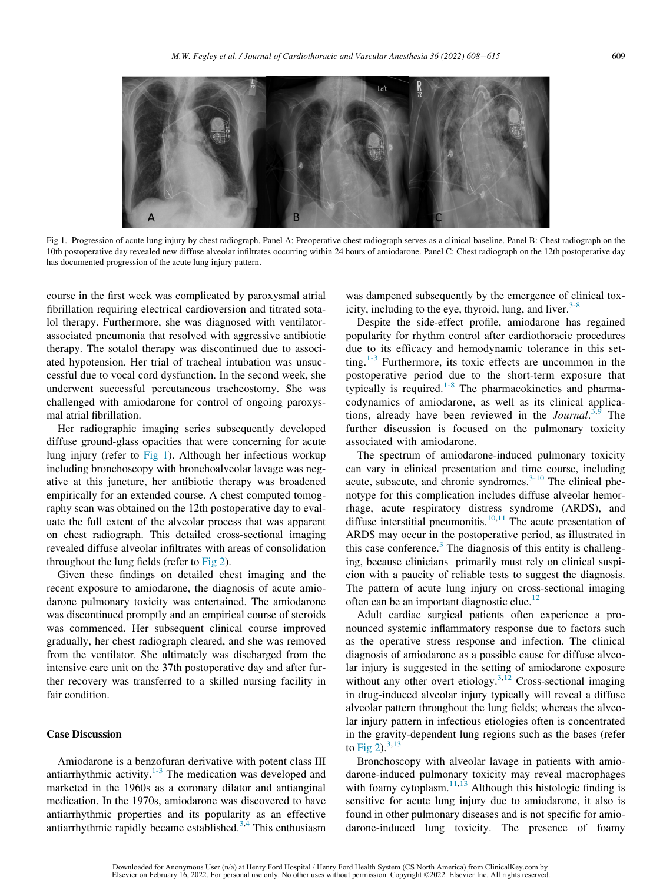Fig 1. Progression of acute lung injury by chest radiograph. Panel A: Preoperative chest radiograph serves as a clinical baseline. Panel B: Chest radiograph on the 10th postoperative day revealed new diffuse alveolar infiltrates occurring within 24 hours of amiodarone. Panel C: Chest radiograph on the 12th postoperative day has documented progression of the acute lung injury pattern.

course in the first week was complicated by paroxysmal atrial fibrillation requiring electrical cardioversion and titrated sotalol therapy. Furthermore, she was diagnosed with ventilator-associated pneumonia that resolved with aggressive antibiotic therapy. The sotalol therapy was discontinued due to associated hypotension. Her trial of tracheal intubation was unsuccessful due to vocal cord dysfunction. In the second week, she underwent successful percutaneous tracheostomy. She was challenged with amiodarone for control of ongoing paroxysmal atrial fibrillation.

Her radiographic imaging series subsequently developed diffuse ground-glass opacities that were concerning for acute lung injury (refer to Fig 1). Although her infectious workup including bronchoscopy with bronchoalveolar lavage was negative at this juncture, her antibiotic therapy was broadened empirically for an extended course. A chest computed tomography scan was obtained on the 12th postoperative day to evaluate the full extent of the alveolar process that was apparent on chest radiograph. This detailed cross-sectional imaging revealed diffuse alveolar infiltrates with areas of consolidation throughout the lung fields (refer to Fig 2).

Given these findings on detailed chest imaging and the recent exposure to amiodarone, the diagnosis of acute amiodarone pulmonary toxicity was entertained. The amiodarone was discontinued promptly and an empirical course of steroids was commenced. Her subsequent clinical course improved gradually, her chest radiograph cleared, and she was removed from the ventilator. She ultimately was discharged from the intensive care unit on the 37th postoperative day and after further recovery was transferred to a skilled nursing facility in fair condition.

## Case Discussion

Amiodarone is a benzofuran derivative with potent class III antiarrhythmic activity.[1-3] The medication was developed and marketed in the 1960s as a coronary dilator and antianginal medication. In the 1970s, amiodarone was discovered to have antiarrhythmic properties and its popularity as an effective antiarrhythmic rapidly became established.[3,4] This enthusiasm was dampened subsequently by the emergence of clinical toxicity, including to the eye, thyroid, lung, and liver.[3-8]

Despite the side-effect profile, amiodarone has regained popularity for rhythm control after cardiothoracic procedures due to its efficacy and hemodynamic tolerance in this setting.[1-3] Furthermore, its toxic effects are uncommon in the postoperative period due to the short-term exposure that typically is required.[1-8] The pharmacokinetics and pharmacodynamics of amiodarone, as well as its clinical applications, already have been reviewed in the *Journal*.[3,9] The further discussion is focused on the pulmonary toxicity associated with amiodarone.

The spectrum of amiodarone-induced pulmonary toxicity can vary in clinical presentation and time course, including acute, subacute, and chronic syndromes.[3-10] The clinical phenotype for this complication includes diffuse alveolar hemorrhage, acute respiratory distress syndrome (ARDS), and diffuse interstitial pneumonitis.[10,11] The acute presentation of ARDS may occur in the postoperative period, as illustrated in this case conference.[3] The diagnosis of this entity is challenging, because clinicians primarily must rely on clinical suspicion with a paucity of reliable tests to suggest the diagnosis. The pattern of acute lung injury on cross-sectional imaging often can be an important diagnostic clue.[12]

Adult cardiac surgical patients often experience a pronounced systemic inflammatory response due to factors such as the operative stress response and infection. The clinical diagnosis of amiodarone as a possible cause for diffuse alveolar injury is suggested in the setting of amiodarone exposure without any other overt etiology.[3,12] Cross-sectional imaging in drug-induced alveolar injury typically will reveal a diffuse alveolar pattern throughout the lung fields; whereas the alveolar injury pattern in infectious etiologies often is concentrated in the gravity-dependent lung regions such as the bases (refer to Fig 2).[3,13]

Bronchoscopy with alveolar lavage in patients with amiodarone-induced pulmonary toxicity may reveal macrophages with foamy cytoplasm.[11,13] Although this histologic finding is sensitive for acute lung injury due to amiodarone, it also is found in other pulmonary diseases and is not specific for amiodarone-induced lung toxicity. The presence of foamy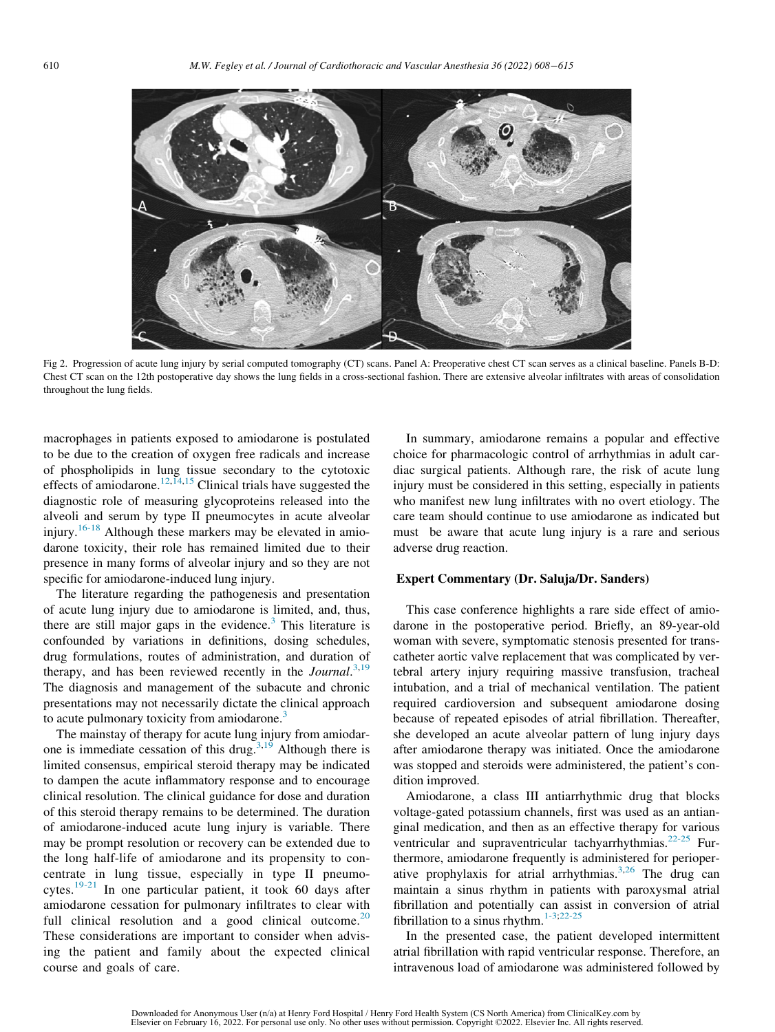Fig 2. Progression of acute lung injury by serial computed tomography (CT) scans. Panel A: Preoperative chest CT scan serves as a clinical baseline. Panels B-D: Chest CT scan on the 12th postoperative day shows the lung fields in a cross-sectional fashion. There are extensive alveolar infiltrates with areas of consolidation throughout the lung fields.

macrophages in patients exposed to amiodarone is postulated to be due to the creation of oxygen free radicals and increase of phospholipids in lung tissue secondary to the cytotoxic effects of amiodarone.[12,14,15] Clinical trials have suggested the diagnostic role of measuring glycoproteins released into the alveoli and serum by type II pneumocytes in acute alveolar injury.[16-18] Although these markers may be elevated in amiodarone toxicity, their role has remained limited due to their presence in many forms of alveolar injury and so they are not specific for amiodarone-induced lung injury.

The literature regarding the pathogenesis and presentation of acute lung injury due to amiodarone is limited, and, thus, there are still major gaps in the evidence.[3] This literature is confounded by variations in definitions, dosing schedules, drug formulations, routes of administration, and duration of therapy, and has been reviewed recently in the *Journal*.[3,19] The diagnosis and management of the subacute and chronic presentations may not necessarily dictate the clinical approach to acute pulmonary toxicity from amiodarone.[3]

The mainstay of therapy for acute lung injury from amiodarone is immediate cessation of this drug.[3,19] Although there is limited consensus, empirical steroid therapy may be indicated to dampen the acute inflammatory response and to encourage clinical resolution. The clinical guidance for dose and duration of this steroid therapy remains to be determined. The duration of amiodarone-induced acute lung injury is variable. There may be prompt resolution or recovery can be extended due to the long half-life of amiodarone and its propensity to concentrate in lung tissue, especially in type II pneumocytes.[19-21] In one particular patient, it took 60 days after amiodarone cessation for pulmonary infiltrates to clear with full clinical resolution and a good clinical outcome.[20] These considerations are important to consider when advising the patient and family about the expected clinical course and goals of care.

In summary, amiodarone remains a popular and effective choice for pharmacologic control of arrhythmias in adult cardiac surgical patients. Although rare, the risk of acute lung injury must be considered in this setting, especially in patients who manifest new lung infiltrates with no overt etiology. The care team should continue to use amiodarone as indicated but must be aware that acute lung injury is a rare and serious adverse drug reaction.

## Expert Commentary (Dr. Saluja/Dr. Sanders)

This case conference highlights a rare side effect of amiodarone in the postoperative period. Briefly, an 89-year-old woman with severe, symptomatic stenosis presented for transcatheter aortic valve replacement that was complicated by vertebral artery injury requiring massive transfusion, tracheal intubation, and a trial of mechanical ventilation. The patient required cardioversion and subsequent amiodarone dosing because of repeated episodes of atrial fibrillation. Thereafter, she developed an acute alveolar pattern of lung injury days after amiodarone therapy was initiated. Once the amiodarone was stopped and steroids were administered, the patient's condition improved.

Amiodarone, a class III antiarrhythmic drug that blocks voltage-gated potassium channels, first was used as an antianginal medication, and then as an effective therapy for various ventricular and supraventricular tachyarrhythmias.[22-25] Furthermore, amiodarone frequently is administered for perioperative prophylaxis for atrial arrhythmias.[3,26] The drug can maintain a sinus rhythm in patients with paroxysmal atrial fibrillation and potentially can assist in conversion of atrial fibrillation to a sinus rhythm.[1-3;22-25]

In the presented case, the patient developed intermittent atrial fibrillation with rapid ventricular response. Therefore, an intravenous load of amiodarone was administered followed by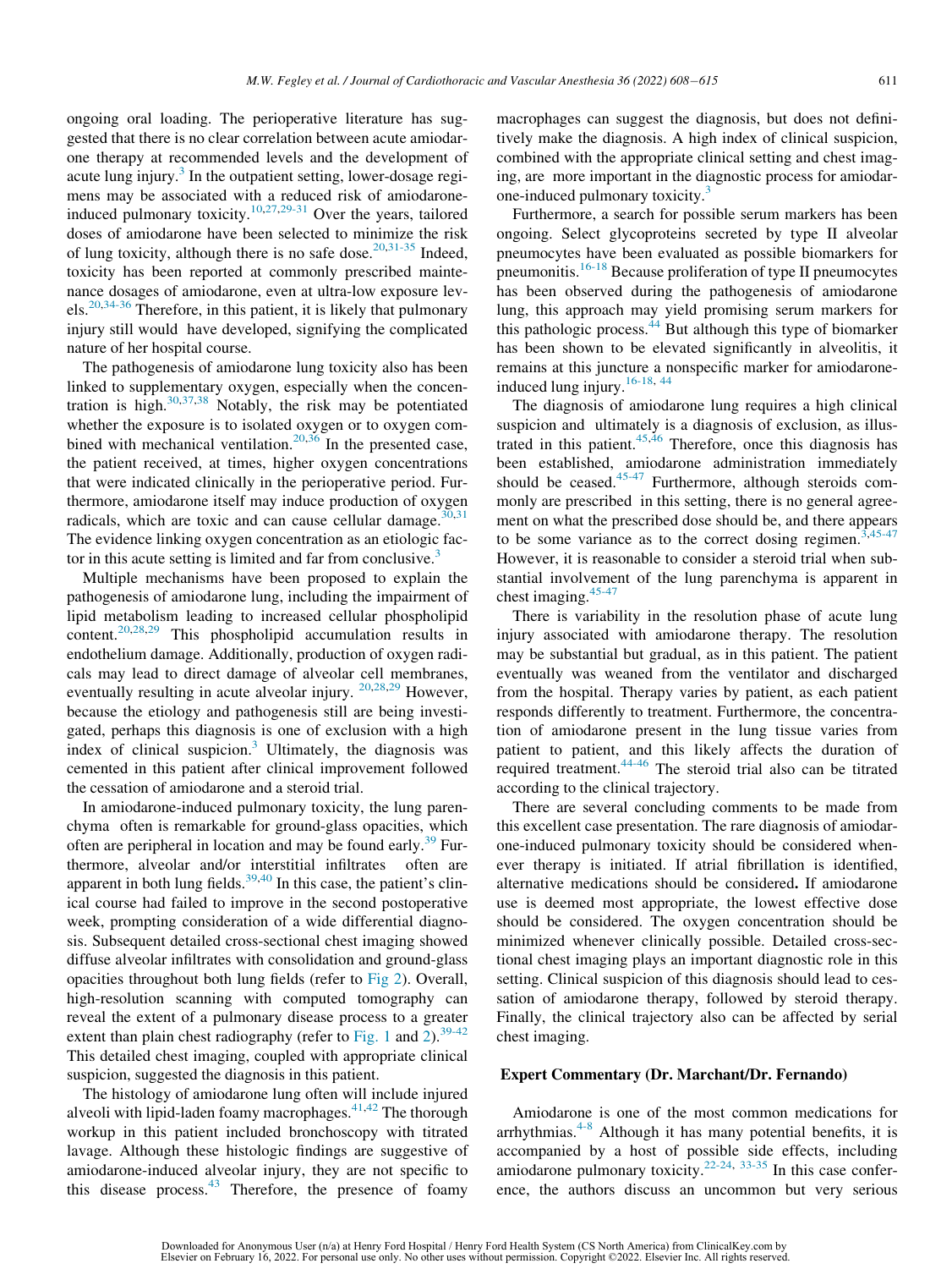ongoing oral loading. The perioperative literature has suggested that there is no clear correlation between acute amiodarone therapy at recommended levels and the development of acute lung injury.[3] In the outpatient setting, lower-dosage regimens may be associated with a reduced risk of amiodarone-induced pulmonary toxicity.[10,27,29-31] Over the years, tailored doses of amiodarone have been selected to minimize the risk of lung toxicity, although there is no safe dose.[20,31-35] Indeed, toxicity has been reported at commonly prescribed maintenance dosages of amiodarone, even at ultra-low exposure levels.[20,34-36] Therefore, in this patient, it is likely that pulmonary injury still would have developed, signifying the complicated nature of her hospital course.

The pathogenesis of amiodarone lung toxicity also has been linked to supplementary oxygen, especially when the concentration is high.[30,37,38] Notably, the risk may be potentiated whether the exposure is to isolated oxygen or to oxygen combined with mechanical ventilation.[20,36] In the presented case, the patient received, at times, higher oxygen concentrations that were indicated clinically in the perioperative period. Furthermore, amiodarone itself may induce production of oxygen radicals, which are toxic and can cause cellular damage.[30,31] The evidence linking oxygen concentration as an etiologic factor in this acute setting is limited and far from conclusive.[3]

Multiple mechanisms have been proposed to explain the pathogenesis of amiodarone lung, including the impairment of lipid metabolism leading to increased cellular phospholipid content.[20,28,29] This phospholipid accumulation results in endothelium damage. Additionally, production of oxygen radicals may lead to direct damage of alveolar cell membranes, eventually resulting in acute alveolar injury.[20,28,29] However, because the etiology and pathogenesis still are being investigated, perhaps this diagnosis is one of exclusion with a high index of clinical suspicion.[3] Ultimately, the diagnosis was cemented in this patient after clinical improvement followed the cessation of amiodarone and a steroid trial.

In amiodarone-induced pulmonary toxicity, the lung parenchyma often is remarkable for ground-glass opacities, which often are peripheral in location and may be found early.[39] Furthermore, alveolar and/or interstitial infiltrates often are apparent in both lung fields.[39,40] In this case, the patient's clinical course had failed to improve in the second postoperative week, prompting consideration of a wide differential diagnosis. Subsequent detailed cross-sectional chest imaging showed diffuse alveolar infiltrates with consolidation and ground-glass opacities throughout both lung fields (refer to Fig 2). Overall, high-resolution scanning with computed tomography can reveal the extent of a pulmonary disease process to a greater extent than plain chest radiography (refer to Fig. 1 and 2).[39-42] This detailed chest imaging, coupled with appropriate clinical suspicion, suggested the diagnosis in this patient.

The histology of amiodarone lung often will include injured alveoli with lipid-laden foamy macrophages.[41,42] The thorough workup in this patient included bronchoscopy with titrated lavage. Although these histologic findings are suggestive of amiodarone-induced alveolar injury, they are not specific to this disease process.[43] Therefore, the presence of foamy macrophages can suggest the diagnosis, but does not definitively make the diagnosis. A high index of clinical suspicion, combined with the appropriate clinical setting and chest imaging, are more important in the diagnostic process for amiodarone-induced pulmonary toxicity.[3]

Furthermore, a search for possible serum markers has been ongoing. Select glycoproteins secreted by type II alveolar pneumocytes have been evaluated as possible biomarkers for pneumonitis.[16-18] Because proliferation of type II pneumocytes has been observed during the pathogenesis of amiodarone lung, this approach may yield promising serum markers for this pathologic process.[44] But although this type of biomarker has been shown to be elevated significantly in alveolitis, it remains at this juncture a nonspecific marker for amiodarone-induced lung injury.[16-18, 44]

The diagnosis of amiodarone lung requires a high clinical suspicion and ultimately is a diagnosis of exclusion, as illustrated in this patient.[45,46] Therefore, once this diagnosis has been established, amiodarone administration immediately should be ceased.[45-47] Furthermore, although steroids commonly are prescribed in this setting, there is no general agreement on what the prescribed dose should be, and there appears to be some variance as to the correct dosing regimen.[3,45-47] However, it is reasonable to consider a steroid trial when substantial involvement of the lung parenchyma is apparent in chest imaging.[45-47]

There is variability in the resolution phase of acute lung injury associated with amiodarone therapy. The resolution may be substantial but gradual, as in this patient. The patient eventually was weaned from the ventilator and discharged from the hospital. Therapy varies by patient, as each patient responds differently to treatment. Furthermore, the concentration of amiodarone present in the lung tissue varies from patient to patient, and this likely affects the duration of required treatment.[44-46] The steroid trial also can be titrated according to the clinical trajectory.

There are several concluding comments to be made from this excellent case presentation. The rare diagnosis of amiodarone-induced pulmonary toxicity should be considered whenever therapy is initiated. If atrial fibrillation is identified, alternative medications should be considered**.** If amiodarone use is deemed most appropriate, the lowest effective dose should be considered. The oxygen concentration should be minimized whenever clinically possible. Detailed cross-sectional chest imaging plays an important diagnostic role in this setting. Clinical suspicion of this diagnosis should lead to cessation of amiodarone therapy, followed by steroid therapy. Finally, the clinical trajectory also can be affected by serial chest imaging.

## Expert Commentary (Dr. Marchant/Dr. Fernando)

Amiodarone is one of the most common medications for arrhythmias.[4-8] Although it has many potential benefits, it is accompanied by a host of possible side effects, including amiodarone pulmonary toxicity.[22-24, 33-35] In this case conference, the authors discuss an uncommon but very serious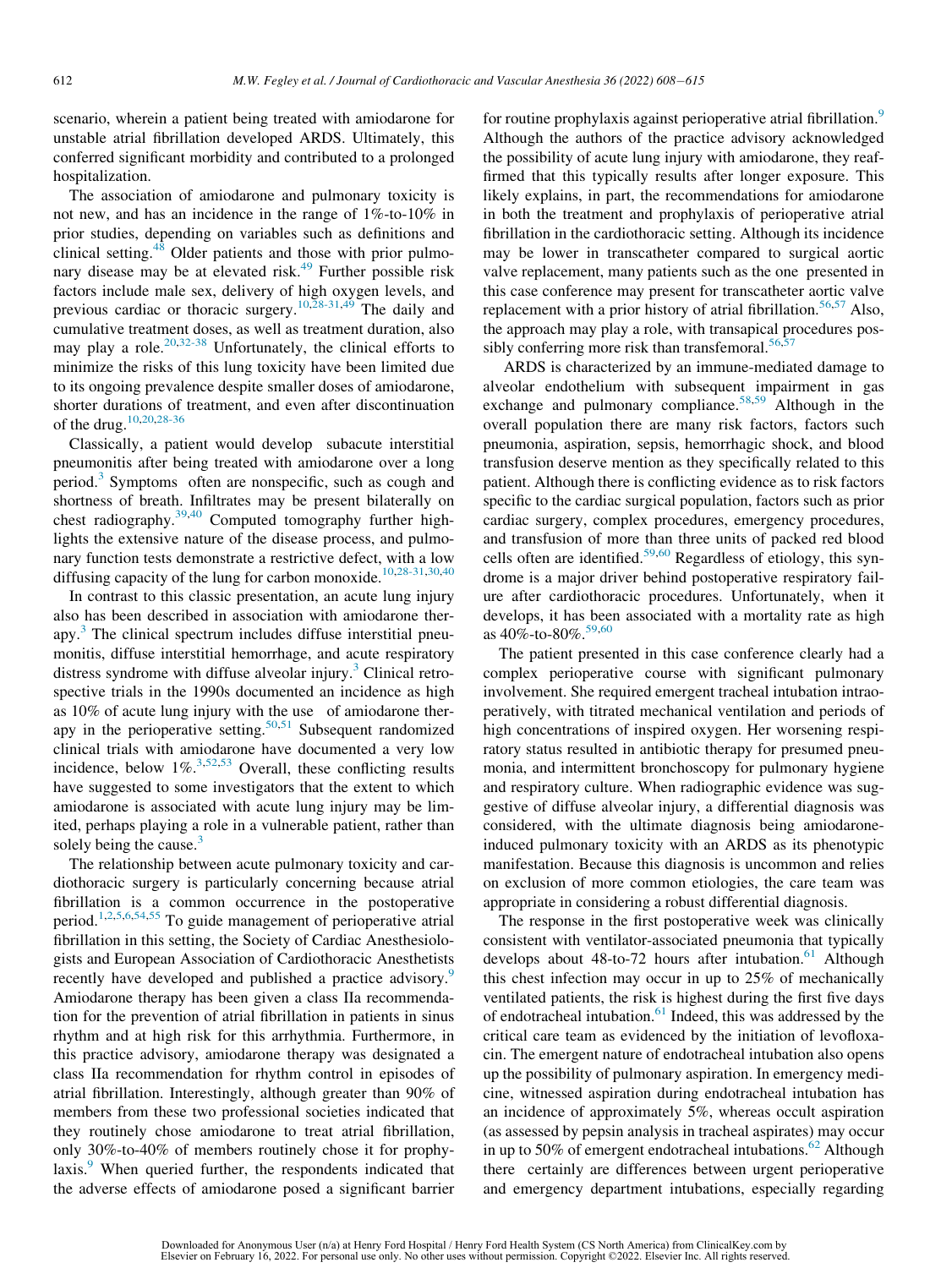scenario, wherein a patient being treated with amiodarone for unstable atrial fibrillation developed ARDS. Ultimately, this conferred significant morbidity and contributed to a prolonged hospitalization.

The association of amiodarone and pulmonary toxicity is not new, and has an incidence in the range of 1%-to-10% in prior studies, depending on variables such as definitions and clinical setting.[48] Older patients and those with prior pulmonary disease may be at elevated risk.[49] Further possible risk factors include male sex, delivery of high oxygen levels, and previous cardiac or thoracic surgery.[10,28-31,49] The daily and cumulative treatment doses, as well as treatment duration, also may play a role.[20,32-38] Unfortunately, the clinical efforts to minimize the risks of this lung toxicity have been limited due to its ongoing prevalence despite smaller doses of amiodarone, shorter durations of treatment, and even after discontinuation of the drug.[10,20,28-36]

Classically, a patient would develop subacute interstitial pneumonitis after being treated with amiodarone over a long period.[3] Symptoms often are nonspecific, such as cough and shortness of breath. Infiltrates may be present bilaterally on chest radiography.[39,40] Computed tomography further highlights the extensive nature of the disease process, and pulmonary function tests demonstrate a restrictive defect, with a low diffusing capacity of the lung for carbon monoxide.[10,28-31,30,40]

In contrast to this classic presentation, an acute lung injury also has been described in association with amiodarone therapy.[3] The clinical spectrum includes diffuse interstitial pneumonitis, diffuse interstitial hemorrhage, and acute respiratory distress syndrome with diffuse alveolar injury.[3] Clinical retrospective trials in the 1990s documented an incidence as high as 10% of acute lung injury with the use of amiodarone therapy in the perioperative setting.[50,51] Subsequent randomized clinical trials with amiodarone have documented a very low incidence, below 1%.[3,52,53] Overall, these conflicting results have suggested to some investigators that the extent to which amiodarone is associated with acute lung injury may be limited, perhaps playing a role in a vulnerable patient, rather than solely being the cause.[3]

The relationship between acute pulmonary toxicity and cardiothoracic surgery is particularly concerning because atrial fibrillation is a common occurrence in the postoperative period.[1,2,5,6,54,55] To guide management of perioperative atrial fibrillation in this setting, the Society of Cardiac Anesthesiologists and European Association of Cardiothoracic Anesthetists recently have developed and published a practice advisory.[9] Amiodarone therapy has been given a class IIa recommendation for the prevention of atrial fibrillation in patients in sinus rhythm and at high risk for this arrhythmia. Furthermore, in this practice advisory, amiodarone therapy was designated a class IIa recommendation for rhythm control in episodes of atrial fibrillation. Interestingly, although greater than 90% of members from these two professional societies indicated that they routinely chose amiodarone to treat atrial fibrillation, only 30%-to-40% of members routinely chose it for prophylaxis.[9] When queried further, the respondents indicated that the adverse effects of amiodarone posed a significant barrier for routine prophylaxis against perioperative atrial fibrillation.[9] Although the authors of the practice advisory acknowledged the possibility of acute lung injury with amiodarone, they reaffirmed that this typically results after longer exposure. This likely explains, in part, the recommendations for amiodarone in both the treatment and prophylaxis of perioperative atrial fibrillation in the cardiothoracic setting. Although its incidence may be lower in transcatheter compared to surgical aortic valve replacement, many patients such as the one presented in this case conference may present for transcatheter aortic valve replacement with a prior history of atrial fibrillation.[56,57] Also, the approach may play a role, with transapical procedures possibly conferring more risk than transfemoral.[56,57]

ARDS is characterized by an immune-mediated damage to alveolar endothelium with subsequent impairment in gas exchange and pulmonary compliance.[58,59] Although in the overall population there are many risk factors, factors such pneumonia, aspiration, sepsis, hemorrhagic shock, and blood transfusion deserve mention as they specifically related to this patient. Although there is conflicting evidence as to risk factors specific to the cardiac surgical population, factors such as prior cardiac surgery, complex procedures, emergency procedures, and transfusion of more than three units of packed red blood cells often are identified.[59,60] Regardless of etiology, this syndrome is a major driver behind postoperative respiratory failure after cardiothoracic procedures. Unfortunately, when it develops, it has been associated with a mortality rate as high as 40%-to-80%.[59,60]

The patient presented in this case conference clearly had a complex perioperative course with significant pulmonary involvement. She required emergent tracheal intubation intraoperatively, with titrated mechanical ventilation and periods of high concentrations of inspired oxygen. Her worsening respiratory status resulted in antibiotic therapy for presumed pneumonia, and intermittent bronchoscopy for pulmonary hygiene and respiratory culture. When radiographic evidence was suggestive of diffuse alveolar injury, a differential diagnosis was considered, with the ultimate diagnosis being amiodarone-induced pulmonary toxicity with an ARDS as its phenotypic manifestation. Because this diagnosis is uncommon and relies on exclusion of more common etiologies, the care team was appropriate in considering a robust differential diagnosis.

The response in the first postoperative week was clinically consistent with ventilator-associated pneumonia that typically develops about 48-to-72 hours after intubation.[61] Although this chest infection may occur in up to 25% of mechanically ventilated patients, the risk is highest during the first five days of endotracheal intubation.[61] Indeed, this was addressed by the critical care team as evidenced by the initiation of levofloxacin. The emergent nature of endotracheal intubation also opens up the possibility of pulmonary aspiration. In emergency medicine, witnessed aspiration during endotracheal intubation has an incidence of approximately 5%, whereas occult aspiration (as assessed by pepsin analysis in tracheal aspirates) may occur in up to 50% of emergent endotracheal intubations.[62] Although there certainly are differences between urgent perioperative and emergency department intubations, especially regarding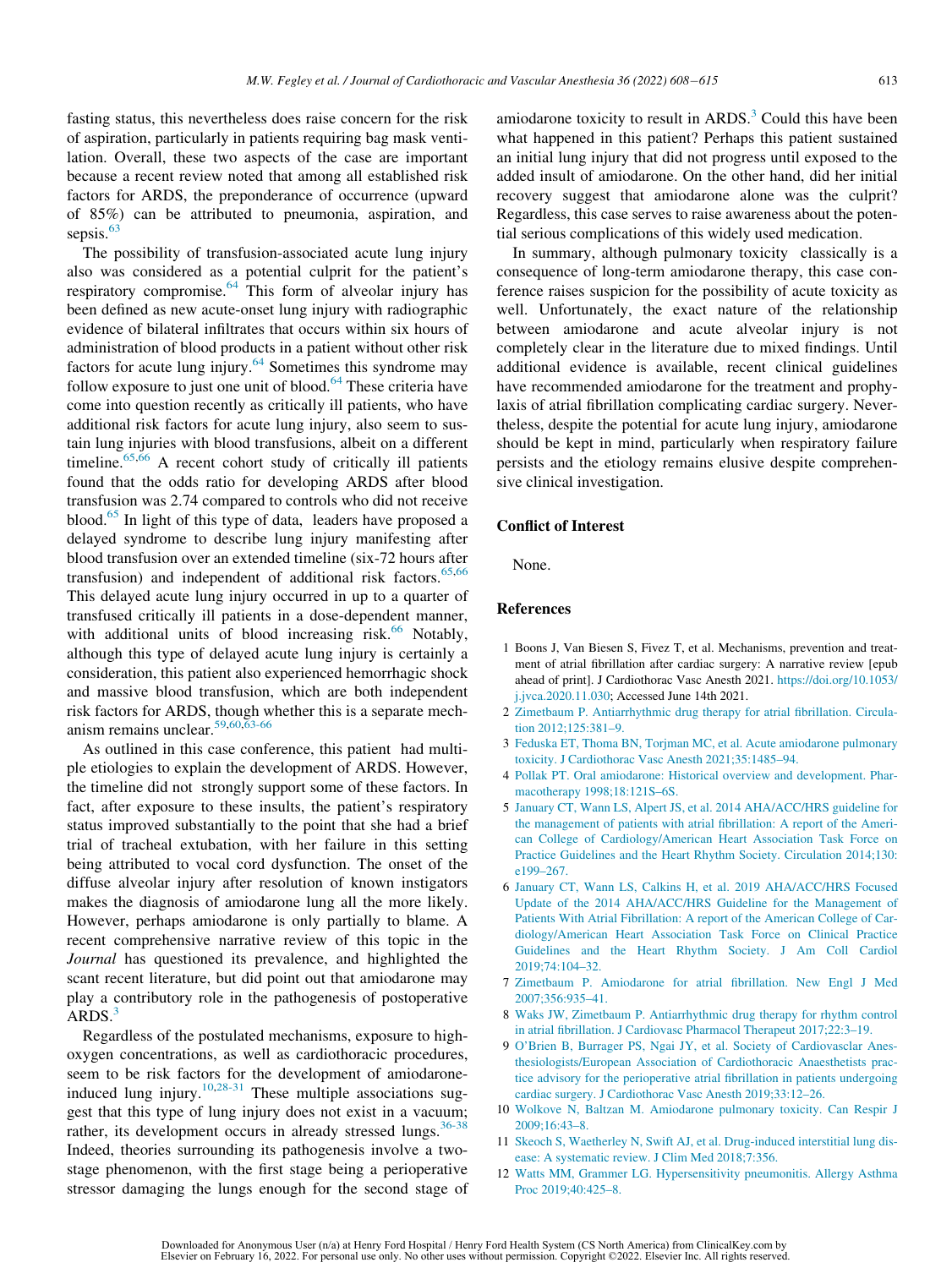fasting status, this nevertheless does raise concern for the risk of aspiration, particularly in patients requiring bag mask ventilation. Overall, these two aspects of the case are important because a recent review noted that among all established risk factors for ARDS, the preponderance of occurrence (upward of 85%) can be attributed to pneumonia, aspiration, and sepsis.[63]

The possibility of transfusion-associated acute lung injury also was considered as a potential culprit for the patient's respiratory compromise.[64] This form of alveolar injury has been defined as new acute-onset lung injury with radiographic evidence of bilateral infiltrates that occurs within six hours of administration of blood products in a patient without other risk factors for acute lung injury.[64] Sometimes this syndrome may follow exposure to just one unit of blood.[64] These criteria have come into question recently as critically ill patients, who have additional risk factors for acute lung injury, also seem to sustain lung injuries with blood transfusions, albeit on a different timeline.[65,66] A recent cohort study of critically ill patients found that the odds ratio for developing ARDS after blood transfusion was 2.74 compared to controls who did not receive blood.[65] In light of this type of data, leaders have proposed a delayed syndrome to describe lung injury manifesting after blood transfusion over an extended timeline (six-72 hours after transfusion) and independent of additional risk factors.[65,66] This delayed acute lung injury occurred in up to a quarter of transfused critically ill patients in a dose-dependent manner, with additional units of blood increasing risk.[66] Notably, although this type of delayed acute lung injury is certainly a consideration, this patient also experienced hemorrhagic shock and massive blood transfusion, which are both independent risk factors for ARDS, though whether this is a separate mechanism remains unclear.[59,60,63-66]

As outlined in this case conference, this patient had multiple etiologies to explain the development of ARDS. However, the timeline did not strongly support some of these factors. In fact, after exposure to these insults, the patient's respiratory status improved substantially to the point that she had a brief trial of tracheal extubation, with her failure in this setting being attributed to vocal cord dysfunction. The onset of the diffuse alveolar injury after resolution of known instigators makes the diagnosis of amiodarone lung all the more likely. However, perhaps amiodarone is only partially to blame. A recent comprehensive narrative review of this topic in the *Journal* has questioned its prevalence, and highlighted the scant recent literature, but did point out that amiodarone may play a contributory role in the pathogenesis of postoperative ARDS.[3]

Regardless of the postulated mechanisms, exposure to high-oxygen concentrations, as well as cardiothoracic procedures, seem to be risk factors for the development of amiodarone-induced lung injury.[10,28-31] These multiple associations suggest that this type of lung injury does not exist in a vacuum; rather, its development occurs in already stressed lungs.[36-38] Indeed, theories surrounding its pathogenesis involve a two-stage phenomenon, with the first stage being a perioperative stressor damaging the lungs enough for the second stage of amiodarone toxicity to result in ARDS.[3] Could this have been what happened in this patient? Perhaps this patient sustained an initial lung injury that did not progress until exposed to the added insult of amiodarone. On the other hand, did her initial recovery suggest that amiodarone alone was the culprit? Regardless, this case serves to raise awareness about the potential serious complications of this widely used medication.

In summary, although pulmonary toxicity classically is a consequence of long-term amiodarone therapy, this case conference raises suspicion for the possibility of acute toxicity as well. Unfortunately, the exact nature of the relationship between amiodarone and acute alveolar injury is not completely clear in the literature due to mixed findings. Until additional evidence is available, recent clinical guidelines have recommended amiodarone for the treatment and prophylaxis of atrial fibrillation complicating cardiac surgery. Nevertheless, despite the potential for acute lung injury, amiodarone should be kept in mind, particularly when respiratory failure persists and the etiology remains elusive despite comprehensive clinical investigation.

## Conflict of Interest

None.

## References

1 Boons J, Van Biesen S, Fivez T, et al. Mechanisms, prevention and treatment of atrial fibrillation after cardiac surgery: A narrative review [epub ahead of print]. J Cardiothorac Vasc Anesth 2021. https://doi.org/10.1053/j.jvca.2020.11.030; Accessed June 14th 2021.

2 Zimetbaum P. Antiarrhythmic drug therapy for atrial fibrillation. Circulation 2012;125:381–9.

3 Feduska ET, Thoma BN, Torjman MC, et al. Acute amiodarone pulmonary toxicity. J Cardiothorac Vasc Anesth 2021;35:1485–94.

4 Pollak PT. Oral amiodarone: Historical overview and development. Pharmacotherapy 1998;18:121S–6S.

5 January CT, Wann LS, Alpert JS, et al. 2014 AHA/ACC/HRS guideline for the management of patients with atrial fibrillation: A report of the American College of Cardiology/American Heart Association Task Force on Practice Guidelines and the Heart Rhythm Society. Circulation 2014;130:e199–267.

6 January CT, Wann LS, Calkins H, et al. 2019 AHA/ACC/HRS Focused Update of the 2014 AHA/ACC/HRS Guideline for the Management of Patients With Atrial Fibrillation: A report of the American College of Cardiology/American Heart Association Task Force on Clinical Practice Guidelines and the Heart Rhythm Society. J Am Coll Cardiol 2019;74:104–32.

7 Zimetbaum P. Amiodarone for atrial fibrillation. New Engl J Med 2007;356:935–41.

8 Waks JW, Zimetbaum P. Antiarrhythmic drug therapy for rhythm control in atrial fibrillation. J Cardiovasc Pharmacol Therapeut 2017;22:3–19.

9 O'Brien B, Burrager PS, Ngai JY, et al. Society of Cardiovasclar Anesthesiologists/European Association of Cardiothoracic Anaesthetists practice advisory for the perioperative atrial fibrillation in patients undergoing cardiac surgery. J Cardiothorac Vasc Anesth 2019;33:12–26.

10 Wolkove N, Baltzan M. Amiodarone pulmonary toxicity. Can Respir J 2009;16:43–8.

11 Skeoch S, Waetherley N, Swift AJ, et al. Drug-induced interstitial lung disease: A systematic review. J Clim Med 2018;7:356.

12 Watts MM, Grammer LG. Hypersensitivity pneumonitis. Allergy Asthma Proc 2019;40:425–8.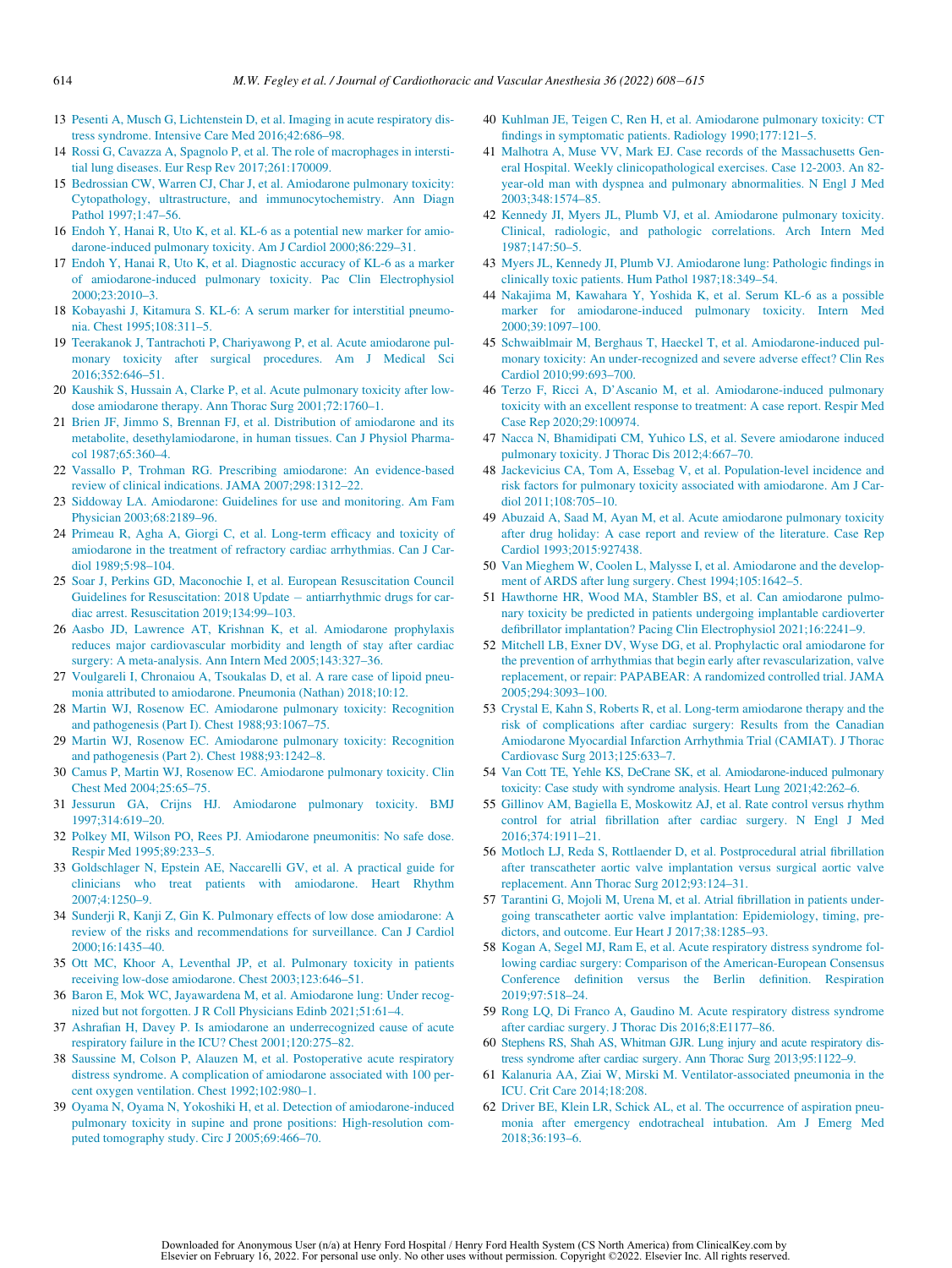13 Pesenti A, Musch G, Lichtenstein D, et al. Imaging in acute respiratory distress syndrome. Intensive Care Med 2016;42:686–98.

14 Rossi G, Cavazza A, Spagnolo P, et al. The role of macrophages in interstitial lung diseases. Eur Resp Rev 2017;261:170009.

15 Bedrossian CW, Warren CJ, Char J, et al. Amiodarone pulmonary toxicity: Cytopathology, ultrastructure, and immunocytochemistry. Ann Diagn Pathol 1997;1:47–56.

16 Endoh Y, Hanai R, Uto K, et al. KL-6 as a potential new marker for amiodarone-induced pulmonary toxicity. Am J Cardiol 2000;86:229–31.

17 Endoh Y, Hanai R, Uto K, et al. Diagnostic accuracy of KL-6 as a marker of amiodarone-induced pulmonary toxicity. Pac Clin Electrophysiol 2000;23:2010–3.

18 Kobayashi J, Kitamura S. KL-6: A serum marker for interstitial pneumonia. Chest 1995;108:311–5.

19 Teerakanok J, Tantrachoti P, Chariyawong P, et al. Acute amiodarone pulmonary toxicity after surgical procedures. Am J Medical Sci 2016;352:646–51.

20 Kaushik S, Hussain A, Clarke P, et al. Acute pulmonary toxicity after low-dose amiodarone therapy. Ann Thorac Surg 2001;72:1760–1.

21 Brien JF, Jimmo S, Brennan FJ, et al. Distribution of amiodarone and its metabolite, desethylamiodarone, in human tissues. Can J Physiol Pharmacol 1987;65:360–4.

22 Vassallo P, Trohman RG. Prescribing amiodarone: An evidence-based review of clinical indications. JAMA 2007;298:1312–22.

23 Siddoway LA. Amiodarone: Guidelines for use and monitoring. Am Fam Physician 2003;68:2189–96.

24 Primeau R, Agha A, Giorgi C, et al. Long-term efficacy and toxicity of amiodarone in the treatment of refractory cardiac arrhythmias. Can J Cardiol 1989;5:98–104.

25 Soar J, Perkins GD, Maconochie I, et al. European Resuscitation Council Guidelines for Resuscitation: 2018 Update – antiarrhythmic drugs for cardiac arrest. Resuscitation 2019;134:99–103.

26 Aasbo JD, Lawrence AT, Krishnan K, et al. Amiodarone prophylaxis reduces major cardiovascular morbidity and length of stay after cardiac surgery: A meta-analysis. Ann Intern Med 2005;143:327–36.

27 Voulgareli I, Chronaiou A, Tsoukalas D, et al. A rare case of lipoid pneumonia attributed to amiodarone. Pneumonia (Nathan) 2018;10:12.

28 Martin WJ, Rosenow EC. Amiodarone pulmonary toxicity: Recognition and pathogenesis (Part I). Chest 1988;93:1067–75.

29 Martin WJ, Rosenow EC. Amiodarone pulmonary toxicity: Recognition and pathogenesis (Part 2). Chest 1988;93:1242–8.

30 Camus P, Martin WJ, Rosenow EC. Amiodarone pulmonary toxicity. Clin Chest Med 2004;25:65–75.

31 Jessurun GA, Crijns HJ. Amiodarone pulmonary toxicity. BMJ 1997;314:619–20.

32 Polkey MI, Wilson PO, Rees PJ. Amiodarone pneumonitis: No safe dose. Respir Med 1995;89:233–5.

33 Goldschlager N, Epstein AE, Naccarelli GV, et al. A practical guide for clinicians who treat patients with amiodarone. Heart Rhythm 2007;4:1250–9.

34 Sunderji R, Kanji Z, Gin K. Pulmonary effects of low dose amiodarone: A review of the risks and recommendations for surveillance. Can J Cardiol 2000;16:1435–40.

35 Ott MC, Khoor A, Leventhal JP, et al. Pulmonary toxicity in patients receiving low-dose amiodarone. Chest 2003;123:646–51.

36 Baron E, Mok WC, Jayawardena M, et al. Amiodarone lung: Under recognized but not forgotten. J R Coll Physicians Edinb 2021;51:61–4.

37 Ashrafian H, Davey P. Is amiodarone an underrecognized cause of acute respiratory failure in the ICU? Chest 2001;120:275–82.

38 Saussine M, Colson P, Alauzen M, et al. Postoperative acute respiratory distress syndrome. A complication of amiodarone associated with 100 percent oxygen ventilation. Chest 1992;102:980–1.

39 Oyama N, Oyama N, Yokoshiki H, et al. Detection of amiodarone-induced pulmonary toxicity in supine and prone positions: High-resolution computed tomography study. Circ J 2005;69:466–70.

40 Kuhlman JE, Teigen C, Ren H, et al. Amiodarone pulmonary toxicity: CT findings in symptomatic patients. Radiology 1990;177:121–5.

41 Malhotra A, Muse VV, Mark EJ. Case records of the Massachusetts General Hospital. Weekly clinicopathological exercises. Case 12-2003. An 82-year-old man with dyspnea and pulmonary abnormalities. N Engl J Med 2003;348:1574–85.

42 Kennedy JI, Myers JL, Plumb VJ, et al. Amiodarone pulmonary toxicity. Clinical, radiologic, and pathologic correlations. Arch Intern Med 1987;147:50–5.

43 Myers JL, Kennedy JI, Plumb VJ. Amiodarone lung: Pathologic findings in clinically toxic patients. Hum Pathol 1987;18:349–54.

44 Nakajima M, Kawahara Y, Yoshida K, et al. Serum KL-6 as a possible marker for amiodarone-induced pulmonary toxicity. Intern Med 2000;39:1097–100.

45 Schwaiblmair M, Berghaus T, Haeckel T, et al. Amiodarone-induced pulmonary toxicity: An under-recognized and severe adverse effect? Clin Res Cardiol 2010;99:693–700.

46 Terzo F, Ricci A, D'Ascanio M, et al. Amiodarone-induced pulmonary toxicity with an excellent response to treatment: A case report. Respir Med Case Rep 2020;29:100974.

47 Nacca N, Bhamidipati CM, Yuhico LS, et al. Severe amiodarone induced pulmonary toxicity. J Thorac Dis 2012;4:667–70.

48 Jackevicius CA, Tom A, Essebag V, et al. Population-level incidence and risk factors for pulmonary toxicity associated with amiodarone. Am J Cardiol 2011;108:705–10.

49 Abuzaid A, Saad M, Ayan M, et al. Acute amiodarone pulmonary toxicity after drug holiday: A case report and review of the literature. Case Rep Cardiol 1993;2015:927438.

50 Van Mieghem W, Coolen L, Malysse I, et al. Amiodarone and the development of ARDS after lung surgery. Chest 1994;105:1642–5.

51 Hawthorne HR, Wood MA, Stambler BS, et al. Can amiodarone pulmonary toxicity be predicted in patients undergoing implantable cardioverter defibrillator implantation? Pacing Clin Electrophysiol 2021;16:2241–9.

52 Mitchell LB, Exner DV, Wyse DG, et al. Prophylactic oral amiodarone for the prevention of arrhythmias that begin early after revascularization, valve replacement, or repair: PAPABEAR: A randomized controlled trial. JAMA 2005;294:3093–100.

53 Crystal E, Kahn S, Roberts R, et al. Long-term amiodarone therapy and the risk of complications after cardiac surgery: Results from the Canadian Amiodarone Myocardial Infarction Arrhythmia Trial (CAMIAT). J Thorac Cardiovasc Surg 2013;125:633–7.

54 Van Cott TE, Yehle KS, DeCrane SK, et al. Amiodarone-induced pulmonary toxicity: Case study with syndrome analysis. Heart Lung 2021;42:262–6.

55 Gillinov AM, Bagiella E, Moskowitz AJ, et al. Rate control versus rhythm control for atrial fibrillation after cardiac surgery. N Engl J Med 2016;374:1911–21.

56 Motloch LJ, Reda S, Rottlaender D, et al. Postprocedural atrial fibrillation after transcatheter aortic valve implantation versus surgical aortic valve replacement. Ann Thorac Surg 2012;93:124–31.

57 Tarantini G, Mojoli M, Urena M, et al. Atrial fibrillation in patients undergoing transcatheter aortic valve implantation: Epidemiology, timing, predictors, and outcome. Eur Heart J 2017;38:1285–93.

58 Kogan A, Segel MJ, Ram E, et al. Acute respiratory distress syndrome following cardiac surgery: Comparison of the American-European Consensus Conference definition versus the Berlin definition. Respiration 2019;97:518–24.

59 Rong LQ, Di Franco A, Gaudino M. Acute respiratory distress syndrome after cardiac surgery. J Thorac Dis 2016;8:E1177–86.

60 Stephens RS, Shah AS, Whitman GJR. Lung injury and acute respiratory distress syndrome after cardiac surgery. Ann Thorac Surg 2013;95:1122–9.

61 Kalanuria AA, Ziai W, Mirski M. Ventilator-associated pneumonia in the ICU. Crit Care 2014;18:208.

62 Driver BE, Klein LR, Schick AL, et al. The occurrence of aspiration pneumonia after emergency endotracheal intubation. Am J Emerg Med 2018;36:193–6.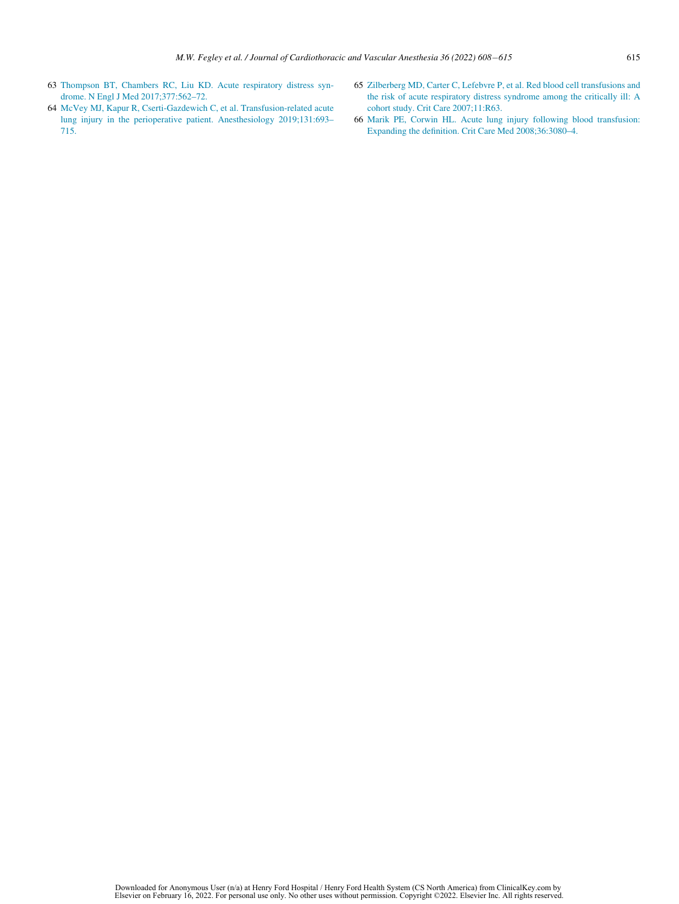63 Thompson BT, Chambers RC, Liu KD. Acute respiratory distress syndrome. N Engl J Med 2017;377:562–72.

64 McVey MJ, Kapur R, Cserti-Gazdewich C, et al. Transfusion-related acute lung injury in the perioperative patient. Anesthesiology 2019;131:693–715.

65 Zilberberg MD, Carter C, Lefebvre P, et al. Red blood cell transfusions and the risk of acute respiratory distress syndrome among the critically ill: A cohort study. Crit Care 2007;11:R63.

66 Marik PE, Corwin HL. Acute lung injury following blood transfusion: Expanding the definition. Crit Care Med 2008;36:3080–4.